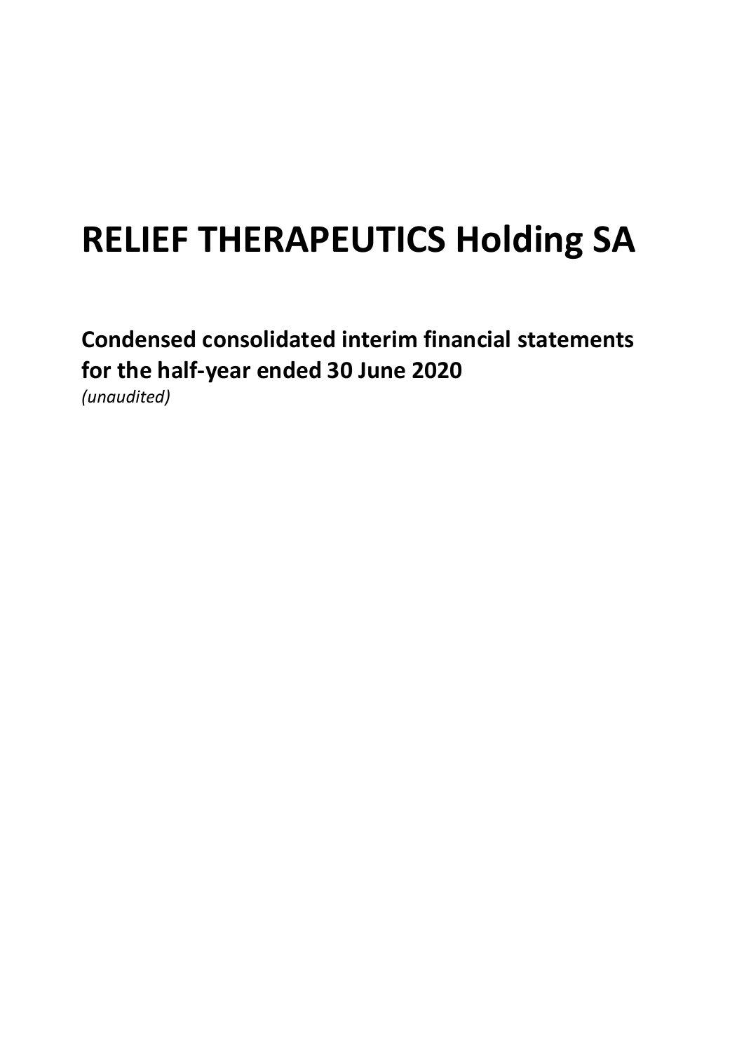# RELIEF THERAPEUTICS Holding SA

## Condensed consolidated interim financial statements for the half-year ended 30 June 2020

*(unaudited)*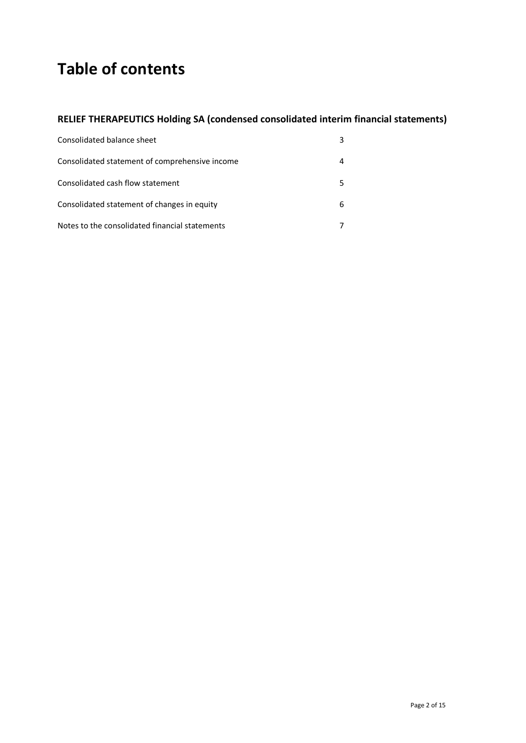# Table of contents

## RELIEF THERAPEUTICS Holding SA (condensed consolidated interim financial statements)

| | |
|---|---|
| Consolidated balance sheet | 3 |
| Consolidated statement of comprehensive income | 4 |
| Consolidated cash flow statement | 5 |
| Consolidated statement of changes in equity | 6 |
| Notes to the consolidated financial statements | 7 |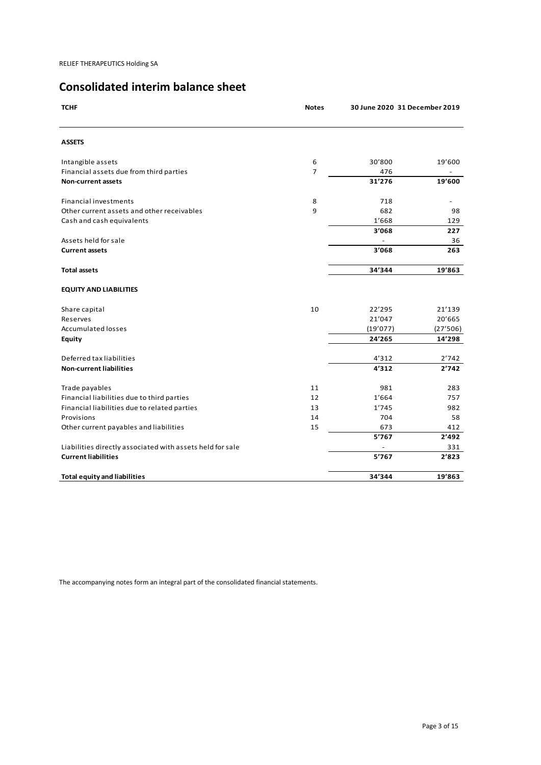RELIEF THERAPEUTICS Holding SA

# Consolidated interim balance sheet

| TCHF | Notes | 30 June 2020 | 31 December 2019 |
|---|---|---|---|
| **ASSETS** | | | |
| Intangible assets | 6 | 30'800 | 19'600 |
| Financial assets due from third parties | 7 | 476 | - |
| **Non-current assets** | | **31'276** | **19'600** |
| Financial investments | 8 | 718 | - |
| Other current assets and other receivables | 9 | 682 | 98 |
| Cash and cash equivalents | | 1'668 | 129 |
| | | **3'068** | **227** |
| Assets held for sale | | - | 36 |
| **Current assets** | | **3'068** | **263** |
| **Total assets** | | **34'344** | **19'863** |
| **EQUITY AND LIABILITIES** | | | |
| Share capital | 10 | 22'295 | 21'139 |
| Reserves | | 21'047 | 20'665 |
| Accumulated losses | | (19'077) | (27'506) |
| **Equity** | | **24'265** | **14'298** |
| Deferred tax liabilities | | 4'312 | 2'742 |
| **Non-current liabilities** | | **4'312** | **2'742** |
| Trade payables | 11 | 981 | 283 |
| Financial liabilities due to third parties | 12 | 1'664 | 757 |
| Financial liabilities due to related parties | 13 | 1'745 | 982 |
| Provisions | 14 | 704 | 58 |
| Other current payables and liabilities | 15 | 673 | 412 |
| | | **5'767** | **2'492** |
| Liabilities directly associated with assets held for sale | | - | 331 |
| **Current liabilities** | | **5'767** | **2'823** |
| **Total equity and liabilities** | | **34'344** | **19'863** |

The accompanying notes form an integral part of the consolidated financial statements.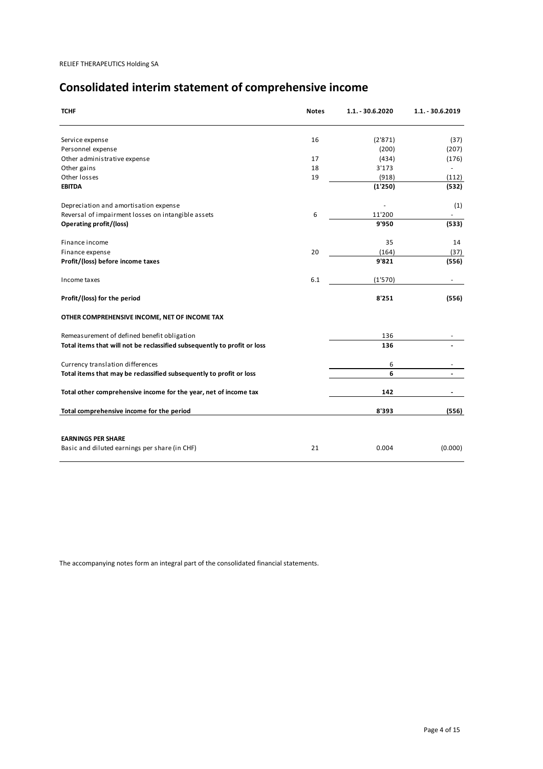RELIEF THERAPEUTICS Holding SA

# Consolidated interim statement of comprehensive income

| TCHF | Notes | 1.1. - 30.6.2020 | 1.1. - 30.6.2019 |
|---|---|---|---|
| Service expense | 16 | (2'871) | (37) |
| Personnel expense | | (200) | (207) |
| Other administrative expense | 17 | (434) | (176) |
| Other gains | 18 | 3'173 | - |
| Other losses | 19 | (918) | (112) |
| **EBITDA** | | **(1'250)** | **(532)** |
| Depreciation and amortisation expense | | - | (1) |
| Reversal of impairment losses on intangible assets | 6 | 11'200 | - |
| **Operating profit/(loss)** | | **9'950** | **(533)** |
| Finance income | | 35 | 14 |
| Finance expense | 20 | (164) | (37) |
| **Profit/(loss) before income taxes** | | **9'821** | **(556)** |
| Income taxes | 6.1 | (1'570) | - |
| **Profit/(loss) for the period** | | **8'251** | **(556)** |
| **OTHER COMPREHENSIVE INCOME, NET OF INCOME TAX** | | | |
| Remeasurement of defined benefit obligation | | 136 | - |
| **Total items that will not be reclassified subsequently to profit or loss** | | **136** | **-** |
| Currency translation differences | | 6 | - |
| **Total items that may be reclassified subsequently to profit or loss** | | **6** | **-** |
| **Total other comprehensive income for the year, net of income tax** | | **142** | **-** |
| **Total comprehensive income for the period** | | **8'393** | **(556)** |
| **EARNINGS PER SHARE** | | | |
| Basic and diluted earnings per share (in CHF) | 21 | 0.004 | (0.000) |

The accompanying notes form an integral part of the consolidated financial statements.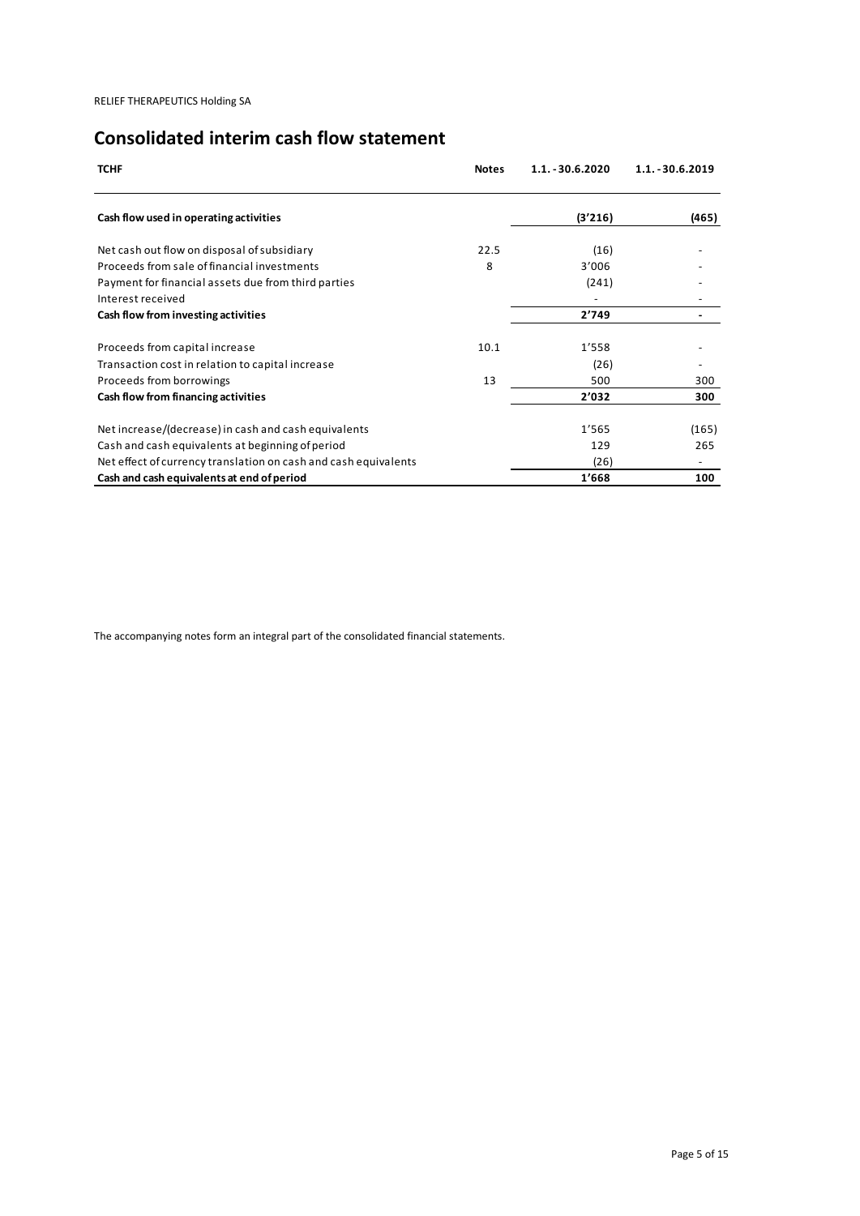RELIEF THERAPEUTICS Holding SA

# Consolidated interim cash flow statement

| TCHF | Notes | 1.1. - 30.6.2020 | 1.1. - 30.6.2019 |
|---|---|---|---|
| **Cash flow used in operating activities** | | **(3'216)** | **(465)** |
| Net cash out flow on disposal of subsidiary | 22.5 | (16) | - |
| Proceeds from sale of financial investments | 8 | 3'006 | - |
| Payment for financial assets due from third parties | | (241) | - |
| Interest received | | - | - |
| **Cash flow from investing activities** | | **2'749** | **-** |
| Proceeds from capital increase | 10.1 | 1'558 | - |
| Transaction cost in relation to capital increase | | (26) | - |
| Proceeds from borrowings | 13 | 500 | 300 |
| **Cash flow from financing activities** | | **2'032** | **300** |
| Net increase/(decrease) in cash and cash equivalents | | 1'565 | (165) |
| Cash and cash equivalents at beginning of period | | 129 | 265 |
| Net effect of currency translation on cash and cash equivalents | | (26) | - |
| **Cash and cash equivalents at end of period** | | **1'668** | **100** |

The accompanying notes form an integral part of the consolidated financial statements.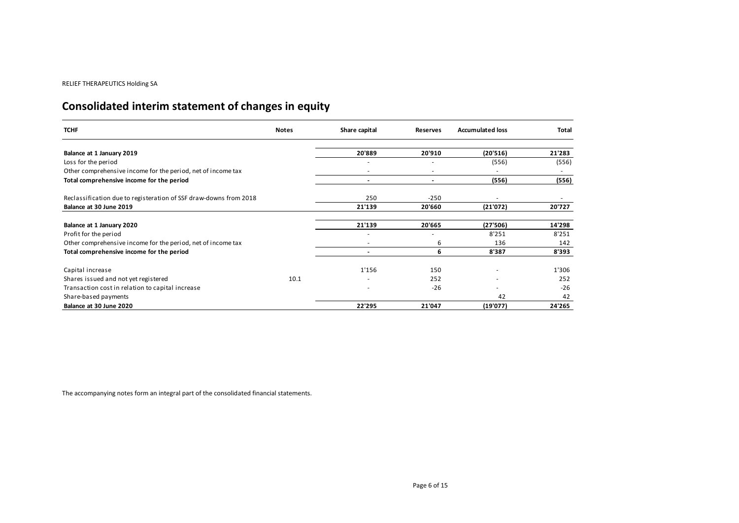RELIEF THERAPEUTICS Holding SA

# Consolidated interim statement of changes in equity

| TCHF | Notes | Share capital | Reserves | Accumulated loss | Total |
|---|---|---|---|---|---|
| **Balance at 1 January 2019** | | **20'889** | **20'910** | **(20'516)** | **21'283** |
| Loss for the period | | - | - | (556) | (556) |
| Other comprehensive income for the period, net of income tax | | - | - | - | - |
| **Total comprehensive income for the period** | | **-** | **-** | **(556)** | **(556)** |
| Reclassification due to registeration of SSF draw-downs from 2018 | | 250 | -250 | - | - |
| **Balance at 30 June 2019** | | **21'139** | **20'660** | **(21'072)** | **20'727** |
| **Balance at 1 January 2020** | | **21'139** | **20'665** | **(27'506)** | **14'298** |
| Profit for the period | | - | - | 8'251 | 8'251 |
| Other comprehensive income for the period, net of income tax | | - | 6 | 136 | 142 |
| **Total comprehensive income for the period** | | **-** | **6** | **8'387** | **8'393** |
| Capital increase | | 1'156 | 150 | - | 1'306 |
| Shares issued and not yet registered | 10.1 | - | 252 | - | 252 |
| Transaction cost in relation to capital increase | | - | -26 | - | -26 |
| Share-based payments | | | | 42 | 42 |
| **Balance at 30 June 2020** | | **22'295** | **21'047** | **(19'077)** | **24'265** |

The accompanying notes form an integral part of the consolidated financial statements.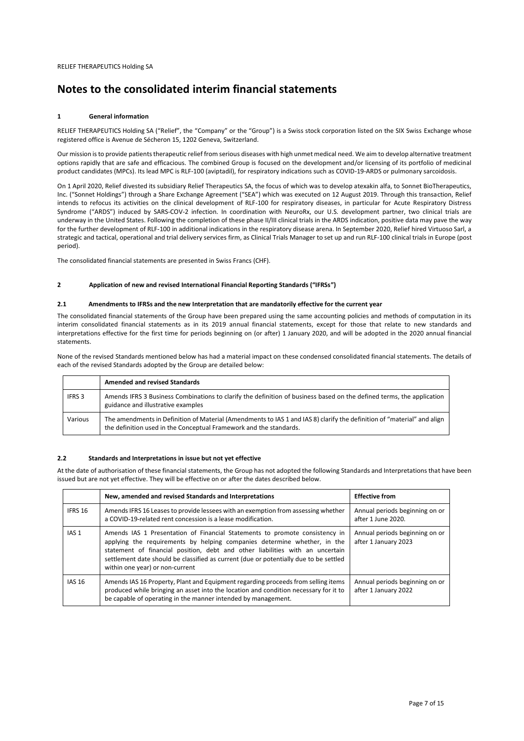# Notes to the consolidated interim financial statements

## 1 General information

RELIEF THERAPEUTICS Holding SA ("Relief", the "Company" or the "Group") is a Swiss stock corporation listed on the SIX Swiss Exchange whose registered office is Avenue de Sécheron 15, 1202 Geneva, Switzerland.

Our mission is to provide patients therapeutic relief from serious diseases with high unmet medical need. We aim to develop alternative treatment options rapidly that are safe and efficacious. The combined Group is focused on the development and/or licensing of its portfolio of medicinal product candidates (MPCs). Its lead MPC is RLF-100 (aviptadil), for respiratory indications such as COVID-19-ARDS or pulmonary sarcoidosis.

On 1 April 2020, Relief divested its subsidiary Relief Therapeutics SA, the focus of which was to develop atexakin alfa, to Sonnet BioTherapeutics, Inc. ("Sonnet Holdings") through a Share Exchange Agreement ("SEA") which was executed on 12 August 2019. Through this transaction, Relief intends to refocus its activities on the clinical development of RLF-100 for respiratory diseases, in particular for Acute Respiratory Distress Syndrome ("ARDS") induced by SARS-COV-2 infection. In coordination with NeuroRx, our U.S. development partner, two clinical trials are underway in the United States. Following the completion of these phase II/III clinical trials in the ARDS indication, positive data may pave the way for the further development of RLF-100 in additional indications in the respiratory disease arena. In September 2020, Relief hired Virtuoso Sarl, a strategic and tactical, operational and trial delivery services firm, as Clinical Trials Manager to set up and run RLF-100 clinical trials in Europe (post period).

The consolidated financial statements are presented in Swiss Francs (CHF).

## 2 Application of new and revised International Financial Reporting Standards ("IFRSs")

### 2.1 Amendments to IFRSs and the new Interpretation that are mandatorily effective for the current year

The consolidated financial statements of the Group have been prepared using the same accounting policies and methods of computation in its interim consolidated financial statements as in its 2019 annual financial statements, except for those that relate to new standards and interpretations effective for the first time for periods beginning on (or after) 1 January 2020, and will be adopted in the 2020 annual financial statements.

None of the revised Standards mentioned below has had a material impact on these condensed consolidated financial statements. The details of each of the revised Standards adopted by the Group are detailed below:

| | Amended and revised Standards |
|---|---|
| IFRS 3 | Amends IFRS 3 Business Combinations to clarify the definition of business based on the defined terms, the application guidance and illustrative examples |
| Various | The amendments in Definition of Material (Amendments to IAS 1 and IAS 8) clarify the definition of "material" and align the definition used in the Conceptual Framework and the standards. |

### 2.2 Standards and Interpretations in issue but not yet effective

At the date of authorisation of these financial statements, the Group has not adopted the following Standards and Interpretations that have been issued but are not yet effective. They will be effective on or after the dates described below.

| | New, amended and revised Standards and Interpretations | Effective from |
|---|---|---|
| IFRS 16 | Amends IFRS 16 Leases to provide lessees with an exemption from assessing whether a COVID-19-related rent concession is a lease modification. | Annual periods beginning on or after 1 June 2020. |
| IAS 1 | Amends IAS 1 Presentation of Financial Statements to promote consistency in applying the requirements by helping companies determine whether, in the statement of financial position, debt and other liabilities with an uncertain settlement date should be classified as current (due or potentially due to be settled within one year) or non-current | Annual periods beginning on or after 1 January 2023 |
| IAS 16 | Amends IAS 16 Property, Plant and Equipment regarding proceeds from selling items produced while bringing an asset into the location and condition necessary for it to be capable of operating in the manner intended by management. | Annual periods beginning on or after 1 January 2022 |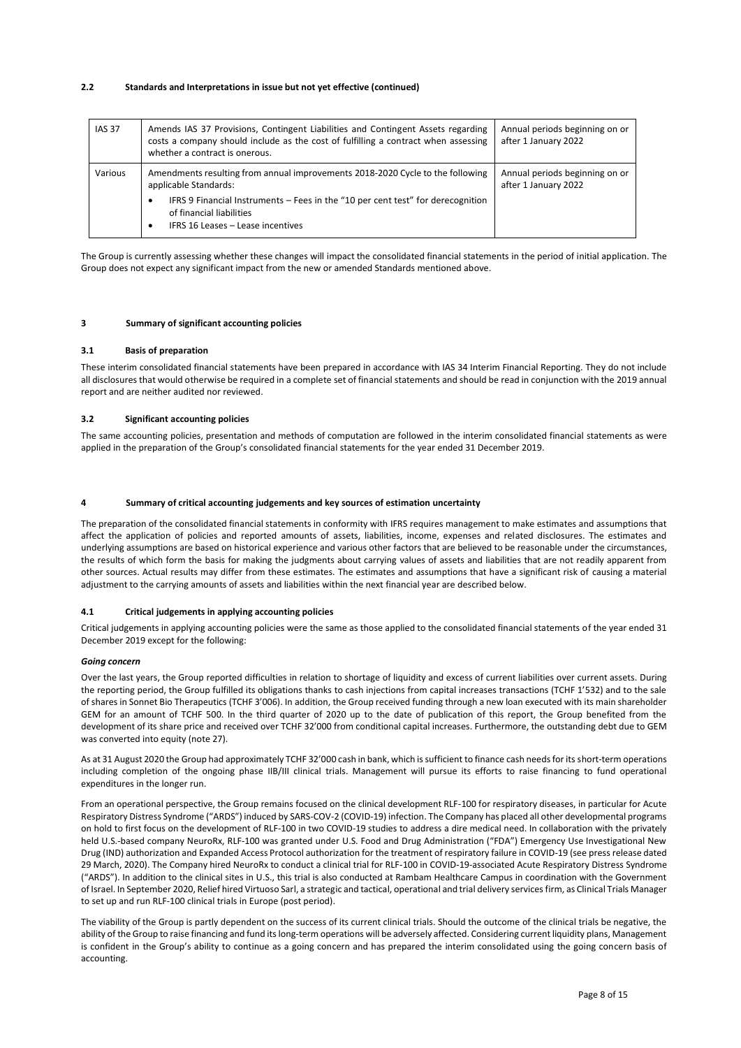### 2.2 Standards and Interpretations in issue but not yet effective (continued)

| IAS 37 | Amends IAS 37 Provisions, Contingent Liabilities and Contingent Assets regarding costs a company should include as the cost of fulfilling a contract when assessing whether a contract is onerous. | Annual periods beginning on or after 1 January 2022 |
|---|---|---|
| Various | Amendments resulting from annual improvements 2018-2020 Cycle to the following applicable Standards:<br>• IFRS 9 Financial Instruments – Fees in the "10 per cent test" for derecognition of financial liabilities<br>• IFRS 16 Leases – Lease incentives | Annual periods beginning on or after 1 January 2022 |

The Group is currently assessing whether these changes will impact the consolidated financial statements in the period of initial application. The Group does not expect any significant impact from the new or amended Standards mentioned above.

## 3 Summary of significant accounting policies

### 3.1 Basis of preparation

These interim consolidated financial statements have been prepared in accordance with IAS 34 Interim Financial Reporting. They do not include all disclosures that would otherwise be required in a complete set of financial statements and should be read in conjunction with the 2019 annual report and are neither audited nor reviewed.

### 3.2 Significant accounting policies

The same accounting policies, presentation and methods of computation are followed in the interim consolidated financial statements as were applied in the preparation of the Group's consolidated financial statements for the year ended 31 December 2019.

## 4 Summary of critical accounting judgements and key sources of estimation uncertainty

The preparation of the consolidated financial statements in conformity with IFRS requires management to make estimates and assumptions that affect the application of policies and reported amounts of assets, liabilities, income, expenses and related disclosures. The estimates and underlying assumptions are based on historical experience and various other factors that are believed to be reasonable under the circumstances, the results of which form the basis for making the judgments about carrying values of assets and liabilities that are not readily apparent from other sources. Actual results may differ from these estimates. The estimates and assumptions that have a significant risk of causing a material adjustment to the carrying amounts of assets and liabilities within the next financial year are described below.

### 4.1 Critical judgements in applying accounting policies

Critical judgements in applying accounting policies were the same as those applied to the consolidated financial statements of the year ended 31 December 2019 except for the following:

***Going concern***

Over the last years, the Group reported difficulties in relation to shortage of liquidity and excess of current liabilities over current assets. During the reporting period, the Group fulfilled its obligations thanks to cash injections from capital increases transactions (TCHF 1'532) and to the sale of shares in Sonnet Bio Therapeutics (TCHF 3'006). In addition, the Group received funding through a new loan executed with its main shareholder GEM for an amount of TCHF 500. In the third quarter of 2020 up to the date of publication of this report, the Group benefited from the development of its share price and received over TCHF 32'000 from conditional capital increases. Furthermore, the outstanding debt due to GEM was converted into equity (note 27).

As at 31 August 2020 the Group had approximately TCHF 32'000 cash in bank, which is sufficient to finance cash needs for its short-term operations including completion of the ongoing phase IIB/III clinical trials. Management will pursue its efforts to raise financing to fund operational expenditures in the longer run.

From an operational perspective, the Group remains focused on the clinical development RLF-100 for respiratory diseases, in particular for Acute Respiratory Distress Syndrome ("ARDS") induced by SARS-COV-2 (COVID-19) infection. The Company has placed all other developmental programs on hold to first focus on the development of RLF-100 in two COVID-19 studies to address a dire medical need. In collaboration with the privately held U.S.-based company NeuroRx, RLF-100 was granted under U.S. Food and Drug Administration ("FDA") Emergency Use Investigational New Drug (IND) authorization and Expanded Access Protocol authorization for the treatment of respiratory failure in COVID-19 (see press release dated 29 March, 2020). The Company hired NeuroRx to conduct a clinical trial for RLF-100 in COVID-19-associated Acute Respiratory Distress Syndrome ("ARDS"). In addition to the clinical sites in U.S., this trial is also conducted at Rambam Healthcare Campus in coordination with the Government of Israel. In September 2020, Relief hired Virtuoso Sarl, a strategic and tactical, operational and trial delivery services firm, as Clinical Trials Manager to set up and run RLF-100 clinical trials in Europe (post period).

The viability of the Group is partly dependent on the success of its current clinical trials. Should the outcome of the clinical trials be negative, the ability of the Group to raise financing and fund its long-term operations will be adversely affected. Considering current liquidity plans, Management is confident in the Group's ability to continue as a going concern and has prepared the interim consolidated using the going concern basis of accounting.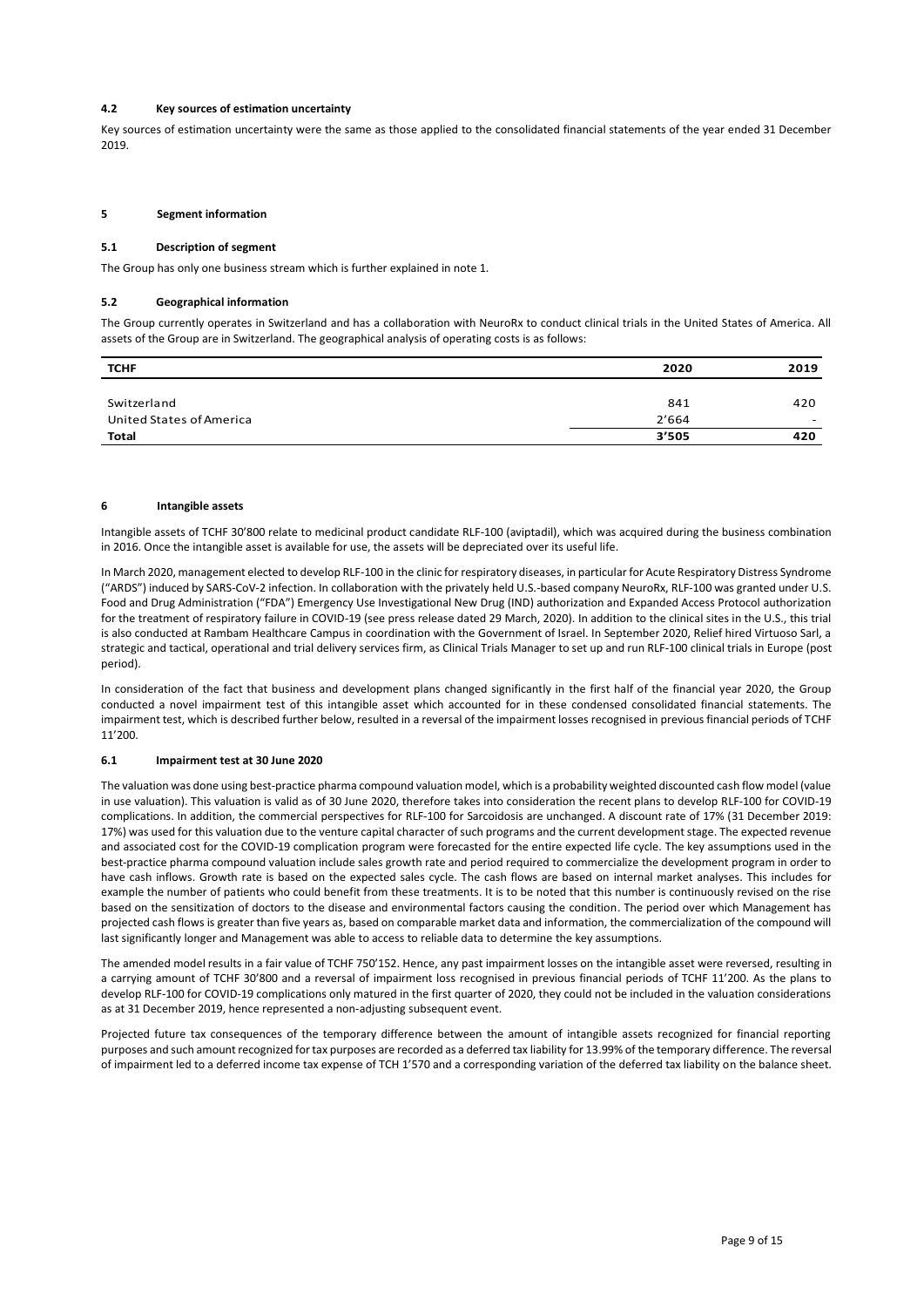### 4.2 Key sources of estimation uncertainty

Key sources of estimation uncertainty were the same as those applied to the consolidated financial statements of the year ended 31 December 2019.

## 5 Segment information

### 5.1 Description of segment

The Group has only one business stream which is further explained in note 1.

### 5.2 Geographical information

The Group currently operates in Switzerland and has a collaboration with NeuroRx to conduct clinical trials in the United States of America. All assets of the Group are in Switzerland. The geographical analysis of operating costs is as follows:

| TCHF | 2020 | 2019 |
|---|---|---|
| Switzerland | 841 | 420 |
| United States of America | 2'664 | - |
| **Total** | **3'505** | **420** |

## 6 Intangible assets

Intangible assets of TCHF 30'800 relate to medicinal product candidate RLF-100 (aviptadil), which was acquired during the business combination in 2016. Once the intangible asset is available for use, the assets will be depreciated over its useful life.

In March 2020, management elected to develop RLF-100 in the clinic for respiratory diseases, in particular for Acute Respiratory Distress Syndrome ("ARDS") induced by SARS-CoV-2 infection. In collaboration with the privately held U.S.-based company NeuroRx, RLF-100 was granted under U.S. Food and Drug Administration ("FDA") Emergency Use Investigational New Drug (IND) authorization and Expanded Access Protocol authorization for the treatment of respiratory failure in COVID-19 (see press release dated 29 March, 2020). In addition to the clinical sites in the U.S., this trial is also conducted at Rambam Healthcare Campus in coordination with the Government of Israel. In September 2020, Relief hired Virtuoso Sarl, a strategic and tactical, operational and trial delivery services firm, as Clinical Trials Manager to set up and run RLF-100 clinical trials in Europe (post period).

In consideration of the fact that business and development plans changed significantly in the first half of the financial year 2020, the Group conducted a novel impairment test of this intangible asset which accounted for in these condensed consolidated financial statements. The impairment test, which is described further below, resulted in a reversal of the impairment losses recognised in previous financial periods of TCHF 11'200.

### 6.1 Impairment test at 30 June 2020

The valuation was done using best-practice pharma compound valuation model, which is a probability weighted discounted cash flow model (value in use valuation). This valuation is valid as of 30 June 2020, therefore takes into consideration the recent plans to develop RLF-100 for COVID-19 complications. In addition, the commercial perspectives for RLF-100 for Sarcoidosis are unchanged. A discount rate of 17% (31 December 2019: 17%) was used for this valuation due to the venture capital character of such programs and the current development stage. The expected revenue and associated cost for the COVID-19 complication program were forecasted for the entire expected life cycle. The key assumptions used in the best-practice pharma compound valuation include sales growth rate and period required to commercialize the development program in order to have cash inflows. Growth rate is based on the expected sales cycle. The cash flows are based on internal market analyses. This includes for example the number of patients who could benefit from these treatments. It is to be noted that this number is continuously revised on the rise based on the sensitization of doctors to the disease and environmental factors causing the condition. The period over which Management has projected cash flows is greater than five years as, based on comparable market data and information, the commercialization of the compound will last significantly longer and Management was able to access to reliable data to determine the key assumptions.

The amended model results in a fair value of TCHF 750'152. Hence, any past impairment losses on the intangible asset were reversed, resulting in a carrying amount of TCHF 30'800 and a reversal of impairment loss recognised in previous financial periods of TCHF 11'200. As the plans to develop RLF-100 for COVID-19 complications only matured in the first quarter of 2020, they could not be included in the valuation considerations as at 31 December 2019, hence represented a non-adjusting subsequent event.

Projected future tax consequences of the temporary difference between the amount of intangible assets recognized for financial reporting purposes and such amount recognized for tax purposes are recorded as a deferred tax liability for 13.99% of the temporary difference. The reversal of impairment led to a deferred income tax expense of TCH 1'570 and a corresponding variation of the deferred tax liability on the balance sheet.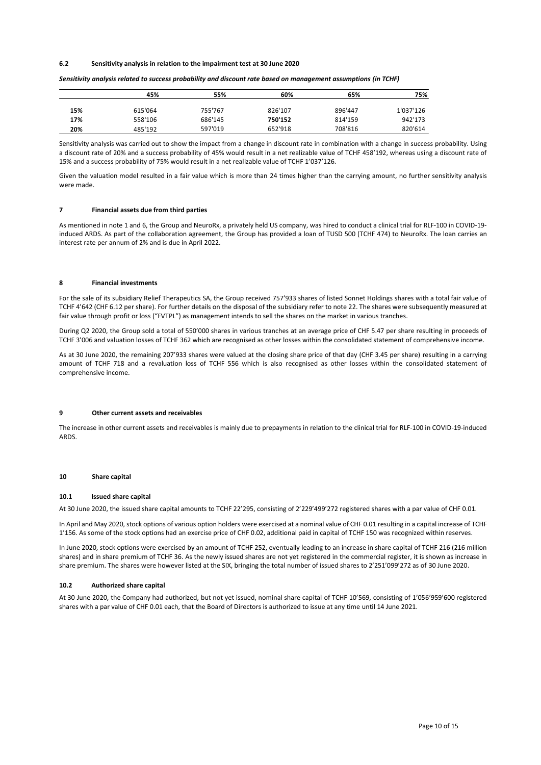### 6.2 Sensitivity analysis in relation to the impairment test at 30 June 2020

***Sensitivity analysis related to success probability and discount rate based on management assumptions (in TCHF)***

| | 45% | 55% | 60% | 65% | 75% |
|---|---|---|---|---|---|
| **15%** | 615'064 | 755'767 | 826'107 | 896'447 | 1'037'126 |
| **17%** | 558'106 | 686'145 | **750'152** | 814'159 | 942'173 |
| **20%** | 485'192 | 597'019 | 652'918 | 708'816 | 820'614 |

Sensitivity analysis was carried out to show the impact from a change in discount rate in combination with a change in success probability. Using a discount rate of 20% and a success probability of 45% would result in a net realizable value of TCHF 458'192, whereas using a discount rate of 15% and a success probability of 75% would result in a net realizable value of TCHF 1'037'126.

Given the valuation model resulted in a fair value which is more than 24 times higher than the carrying amount, no further sensitivity analysis were made.

## 7 Financial assets due from third parties

As mentioned in note 1 and 6, the Group and NeuroRx, a privately held US company, was hired to conduct a clinical trial for RLF-100 in COVID-19-induced ARDS. As part of the collaboration agreement, the Group has provided a loan of TUSD 500 (TCHF 474) to NeuroRx. The loan carries an interest rate per annum of 2% and is due in April 2022.

## 8 Financial investments

For the sale of its subsidiary Relief Therapeutics SA, the Group received 757'933 shares of listed Sonnet Holdings shares with a total fair value of TCHF 4'642 (CHF 6.12 per share). For further details on the disposal of the subsidiary refer to note 22. The shares were subsequently measured at fair value through profit or loss ("FVTPL") as management intends to sell the shares on the market in various tranches.

During Q2 2020, the Group sold a total of 550'000 shares in various tranches at an average price of CHF 5.47 per share resulting in proceeds of TCHF 3'006 and valuation losses of TCHF 362 which are recognised as other losses within the consolidated statement of comprehensive income.

As at 30 June 2020, the remaining 207'933 shares were valued at the closing share price of that day (CHF 3.45 per share) resulting in a carrying amount of TCHF 718 and a revaluation loss of TCHF 556 which is also recognised as other losses within the consolidated statement of comprehensive income.

## 9 Other current assets and receivables

The increase in other current assets and receivables is mainly due to prepayments in relation to the clinical trial for RLF-100 in COVID-19-induced ARDS.

## 10 Share capital

### 10.1 Issued share capital

At 30 June 2020, the issued share capital amounts to TCHF 22'295, consisting of 2'229'499'272 registered shares with a par value of CHF 0.01.

In April and May 2020, stock options of various option holders were exercised at a nominal value of CHF 0.01 resulting in a capital increase of TCHF 1'156. As some of the stock options had an exercise price of CHF 0.02, additional paid in capital of TCHF 150 was recognized within reserves.

In June 2020, stock options were exercised by an amount of TCHF 252, eventually leading to an increase in share capital of TCHF 216 (216 million shares) and in share premium of TCHF 36. As the newly issued shares are not yet registered in the commercial register, it is shown as increase in share premium. The shares were however listed at the SIX, bringing the total number of issued shares to 2'251'099'272 as of 30 June 2020.

### 10.2 Authorized share capital

At 30 June 2020, the Company had authorized, but not yet issued, nominal share capital of TCHF 10'569, consisting of 1'056'959'600 registered shares with a par value of CHF 0.01 each, that the Board of Directors is authorized to issue at any time until 14 June 2021.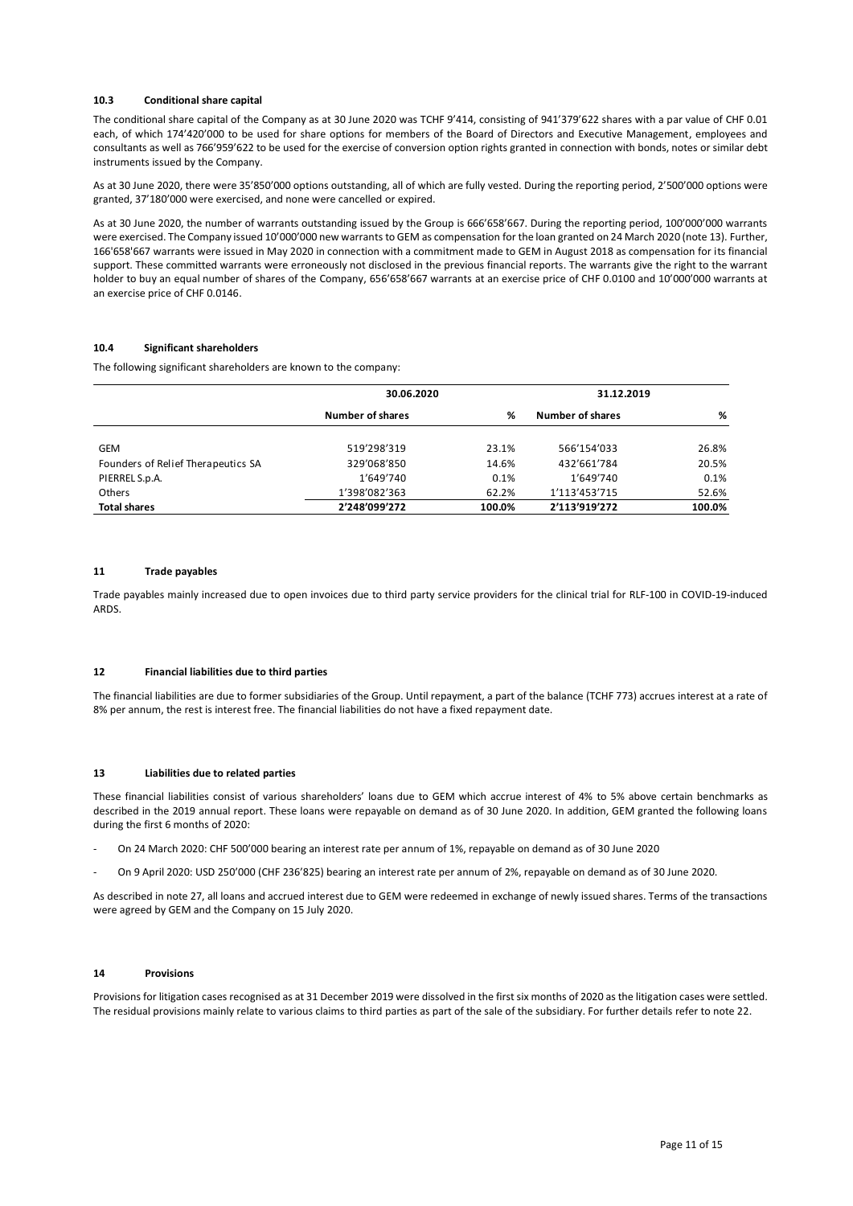### 10.3 Conditional share capital

The conditional share capital of the Company as at 30 June 2020 was TCHF 9'414, consisting of 941'379'622 shares with a par value of CHF 0.01 each, of which 174'420'000 to be used for share options for members of the Board of Directors and Executive Management, employees and consultants as well as 766'959'622 to be used for the exercise of conversion option rights granted in connection with bonds, notes or similar debt instruments issued by the Company.

As at 30 June 2020, there were 35'850'000 options outstanding, all of which are fully vested. During the reporting period, 2'500'000 options were granted, 37'180'000 were exercised, and none were cancelled or expired.

As at 30 June 2020, the number of warrants outstanding issued by the Group is 666'658'667. During the reporting period, 100'000'000 warrants were exercised. The Company issued 10'000'000 new warrants to GEM as compensation for the loan granted on 24 March 2020 (note 13). Further, 166'658'667 warrants were issued in May 2020 in connection with a commitment made to GEM in August 2018 as compensation for its financial support. These committed warrants were erroneously not disclosed in the previous financial reports. The warrants give the right to the warrant holder to buy an equal number of shares of the Company, 656'658'667 warrants at an exercise price of CHF 0.0100 and 10'000'000 warrants at an exercise price of CHF 0.0146.

### 10.4 Significant shareholders

The following significant shareholders are known to the company:

| | 30.06.2020 | | 31.12.2019 | |
|---|---|---|---|---|
| | **Number of shares** | **%** | **Number of shares** | **%** |
| GEM | 519'298'319 | 23.1% | 566'154'033 | 26.8% |
| Founders of Relief Therapeutics SA | 329'068'850 | 14.6% | 432'661'784 | 20.5% |
| PIERREL S.p.A. | 1'649'740 | 0.1% | 1'649'740 | 0.1% |
| Others | 1'398'082'363 | 62.2% | 1'113'453'715 | 52.6% |
| **Total shares** | **2'248'099'272** | **100.0%** | **2'113'919'272** | **100.0%** |

## 11 Trade payables

Trade payables mainly increased due to open invoices due to third party service providers for the clinical trial for RLF-100 in COVID-19-induced ARDS.

## 12 Financial liabilities due to third parties

The financial liabilities are due to former subsidiaries of the Group. Until repayment, a part of the balance (TCHF 773) accrues interest at a rate of 8% per annum, the rest is interest free. The financial liabilities do not have a fixed repayment date.

## 13 Liabilities due to related parties

These financial liabilities consist of various shareholders' loans due to GEM which accrue interest of 4% to 5% above certain benchmarks as described in the 2019 annual report. These loans were repayable on demand as of 30 June 2020. In addition, GEM granted the following loans during the first 6 months of 2020:

- On 24 March 2020: CHF 500'000 bearing an interest rate per annum of 1%, repayable on demand as of 30 June 2020
- On 9 April 2020: USD 250'000 (CHF 236'825) bearing an interest rate per annum of 2%, repayable on demand as of 30 June 2020.

As described in note 27, all loans and accrued interest due to GEM were redeemed in exchange of newly issued shares. Terms of the transactions were agreed by GEM and the Company on 15 July 2020.

## 14 Provisions

Provisions for litigation cases recognised as at 31 December 2019 were dissolved in the first six months of 2020 as the litigation cases were settled. The residual provisions mainly relate to various claims to third parties as part of the sale of the subsidiary. For further details refer to note 22.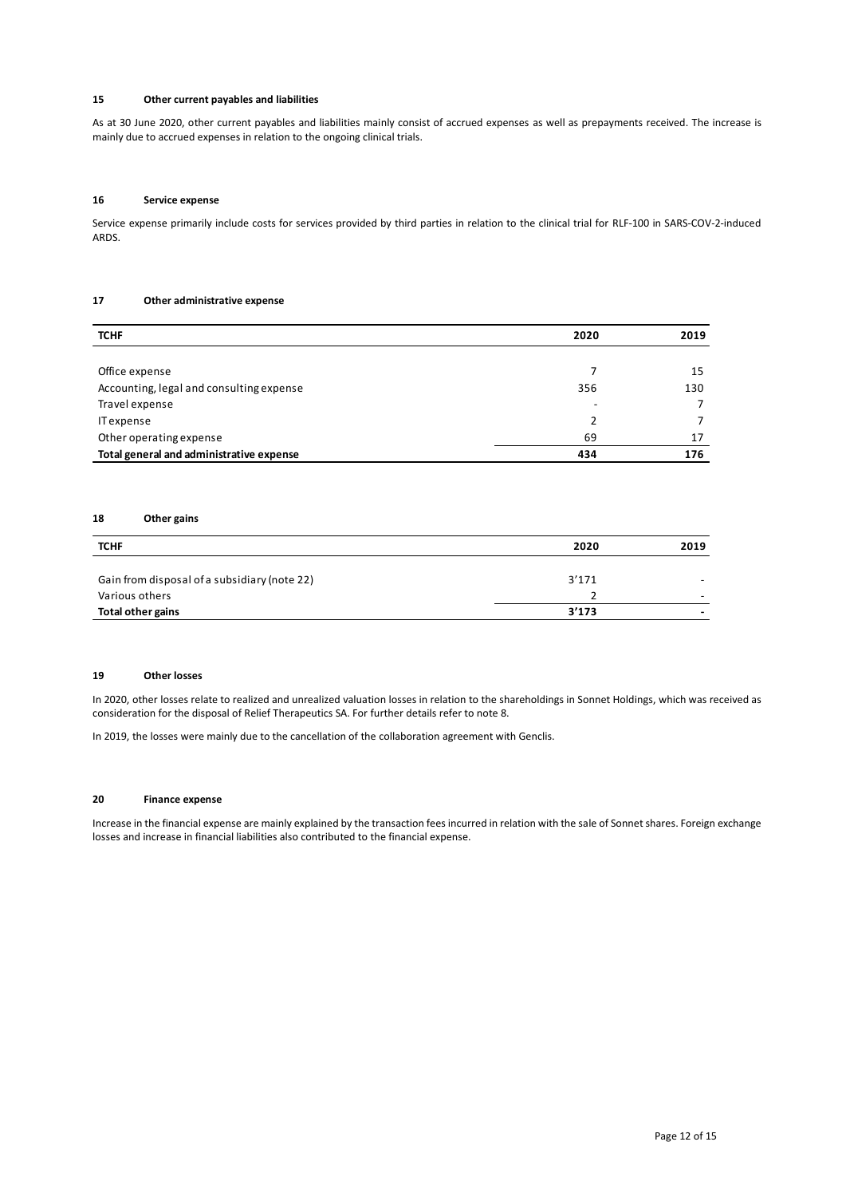## 15 Other current payables and liabilities

As at 30 June 2020, other current payables and liabilities mainly consist of accrued expenses as well as prepayments received. The increase is mainly due to accrued expenses in relation to the ongoing clinical trials.

## 16 Service expense

Service expense primarily include costs for services provided by third parties in relation to the clinical trial for RLF-100 in SARS-COV-2-induced ARDS.

## 17 Other administrative expense

| TCHF | 2020 | 2019 |
|---|---|---|
| Office expense | 7 | 15 |
| Accounting, legal and consulting expense | 356 | 130 |
| Travel expense | - | 7 |
| IT expense | 2 | 7 |
| Other operating expense | 69 | 17 |
| **Total general and administrative expense** | **434** | **176** |

## 18 Other gains

| TCHF | 2020 | 2019 |
|---|---|---|
| Gain from disposal of a subsidiary (note 22) | 3'171 | - |
| Various others | 2 | - |
| **Total other gains** | **3'173** | **-** |

## 19 Other losses

In 2020, other losses relate to realized and unrealized valuation losses in relation to the shareholdings in Sonnet Holdings, which was received as consideration for the disposal of Relief Therapeutics SA. For further details refer to note 8.

In 2019, the losses were mainly due to the cancellation of the collaboration agreement with Genclis.

## 20 Finance expense

Increase in the financial expense are mainly explained by the transaction fees incurred in relation with the sale of Sonnet shares. Foreign exchange losses and increase in financial liabilities also contributed to the financial expense.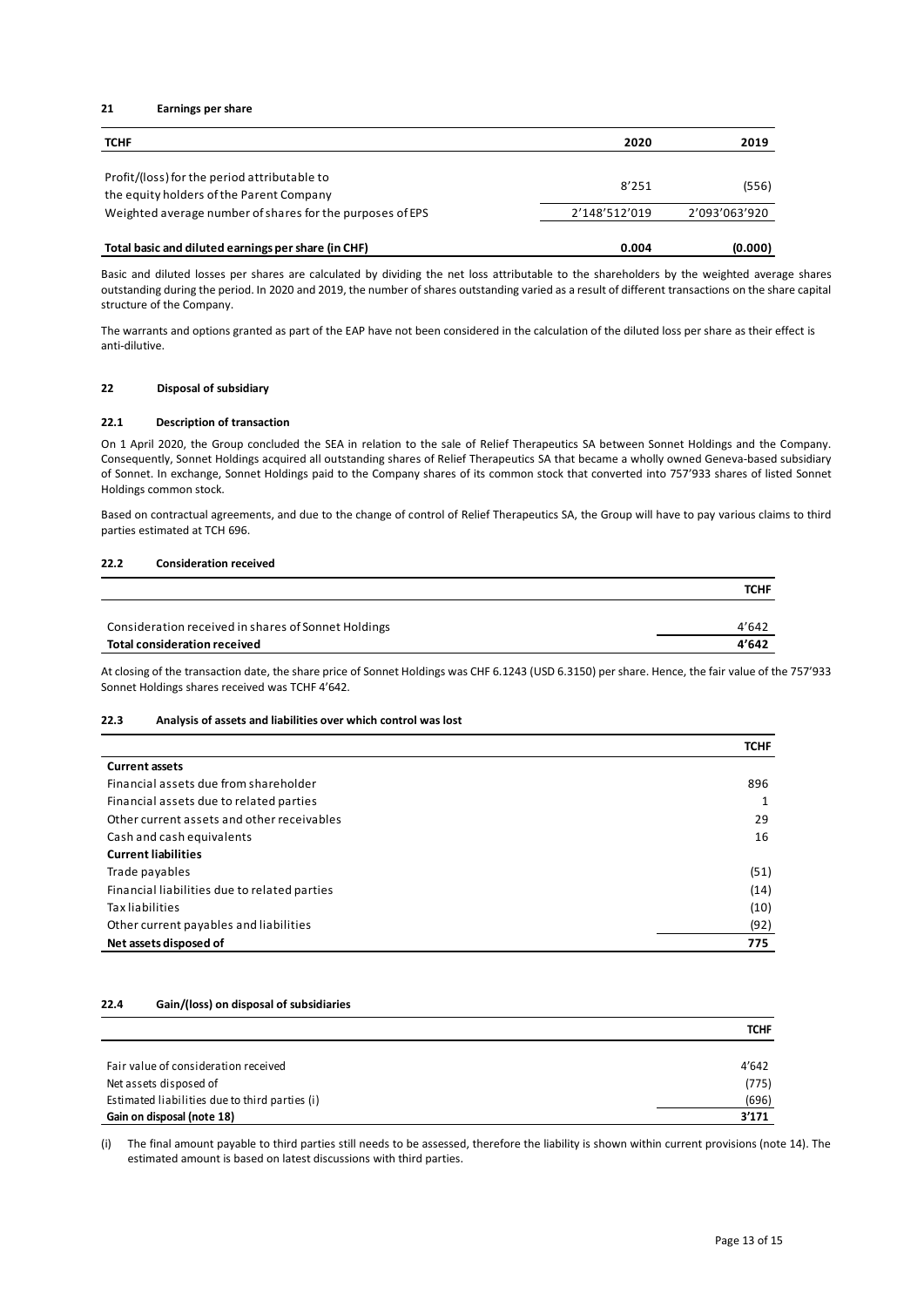## 21 Earnings per share

| TCHF | 2020 | 2019 |
|---|---|---|
| Profit/(loss) for the period attributable to the equity holders of the Parent Company | 8'251 | (556) |
| Weighted average number of shares for the purposes of EPS | 2'148'512'019 | 2'093'063'920 |
| **Total basic and diluted earnings per share (in CHF)** | **0.004** | **(0.000)** |

Basic and diluted losses per shares are calculated by dividing the net loss attributable to the shareholders by the weighted average shares outstanding during the period. In 2020 and 2019, the number of shares outstanding varied as a result of different transactions on the share capital structure of the Company.

The warrants and options granted as part of the EAP have not been considered in the calculation of the diluted loss per share as their effect is anti-dilutive.

## 22 Disposal of subsidiary

### 22.1 Description of transaction

On 1 April 2020, the Group concluded the SEA in relation to the sale of Relief Therapeutics SA between Sonnet Holdings and the Company. Consequently, Sonnet Holdings acquired all outstanding shares of Relief Therapeutics SA that became a wholly owned Geneva-based subsidiary of Sonnet. In exchange, Sonnet Holdings paid to the Company shares of its common stock that converted into 757'933 shares of listed Sonnet Holdings common stock.

Based on contractual agreements, and due to the change of control of Relief Therapeutics SA, the Group will have to pay various claims to third parties estimated at TCH 696.

### 22.2 Consideration received

| | TCHF |
|---|---|
| Consideration received in shares of Sonnet Holdings | 4'642 |
| **Total consideration received** | **4'642** |

At closing of the transaction date, the share price of Sonnet Holdings was CHF 6.1243 (USD 6.3150) per share. Hence, the fair value of the 757'933 Sonnet Holdings shares received was TCHF 4'642.

### 22.3 Analysis of assets and liabilities over which control was lost

| | TCHF |
|---|---|
| **Current assets** | |
| Financial assets due from shareholder | 896 |
| Financial assets due to related parties | 1 |
| Other current assets and other receivables | 29 |
| Cash and cash equivalents | 16 |
| **Current liabilities** | |
| Trade payables | (51) |
| Financial liabilities due to related parties | (14) |
| Tax liabilities | (10) |
| Other current payables and liabilities | (92) |
| **Net assets disposed of** | **775** |

### 22.4 Gain/(loss) on disposal of subsidiaries

| | TCHF |
|---|---|
| Fair value of consideration received | 4'642 |
| Net assets disposed of | (775) |
| Estimated liabilities due to third parties (i) | (696) |
| **Gain on disposal (note 18)** | **3'171** |

(i) The final amount payable to third parties still needs to be assessed, therefore the liability is shown within current provisions (note 14). The estimated amount is based on latest discussions with third parties.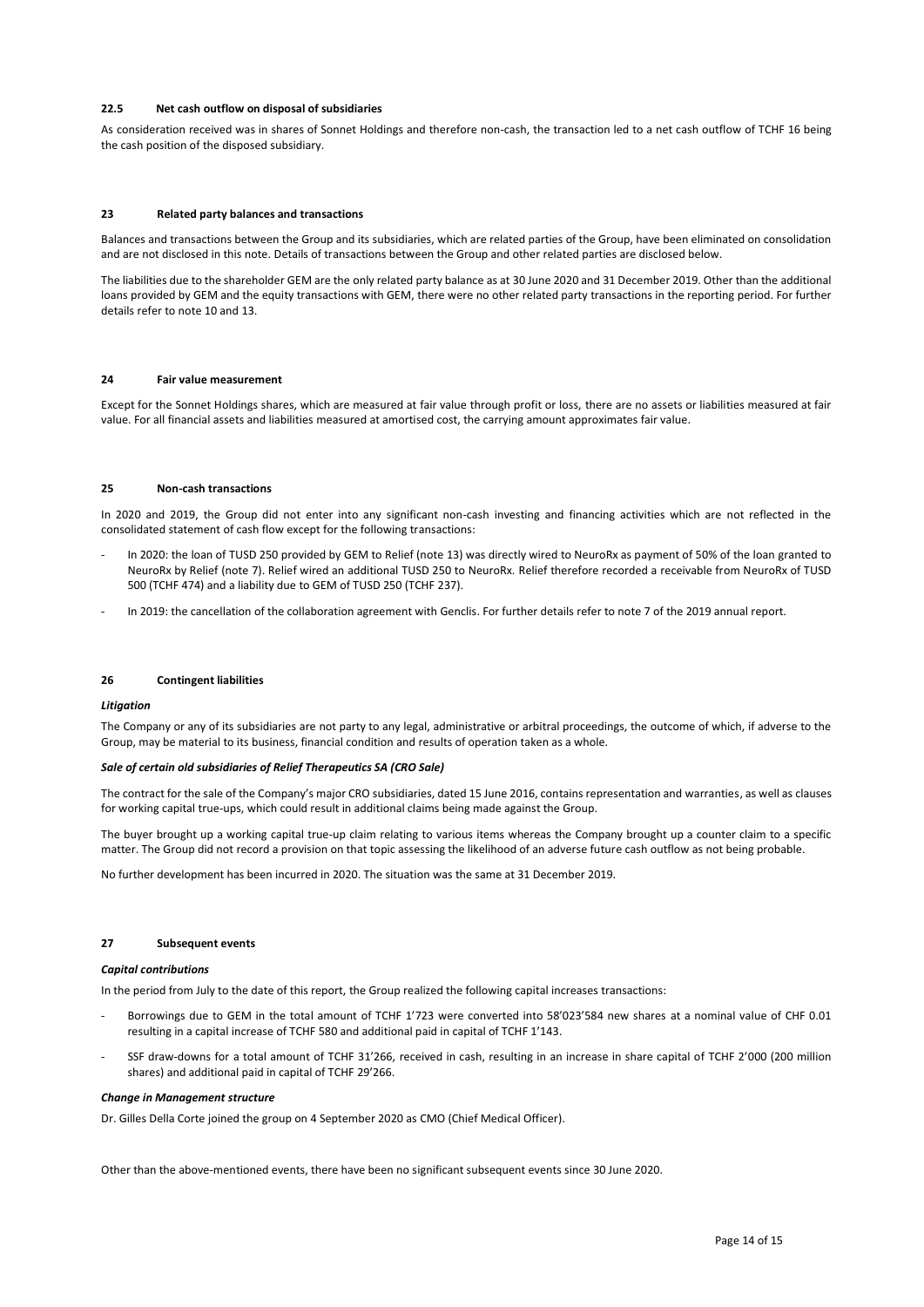#### 22.5 Net cash outflow on disposal of subsidiaries

As consideration received was in shares of Sonnet Holdings and therefore non-cash, the transaction led to a net cash outflow of TCHF 16 being the cash position of the disposed subsidiary.

### 23 Related party balances and transactions

Balances and transactions between the Group and its subsidiaries, which are related parties of the Group, have been eliminated on consolidation and are not disclosed in this note. Details of transactions between the Group and other related parties are disclosed below.

The liabilities due to the shareholder GEM are the only related party balance as at 30 June 2020 and 31 December 2019. Other than the additional loans provided by GEM and the equity transactions with GEM, there were no other related party transactions in the reporting period. For further details refer to note 10 and 13.

### 24 Fair value measurement

Except for the Sonnet Holdings shares, which are measured at fair value through profit or loss, there are no assets or liabilities measured at fair value. For all financial assets and liabilities measured at amortised cost, the carrying amount approximates fair value.

### 25 Non-cash transactions

In 2020 and 2019, the Group did not enter into any significant non-cash investing and financing activities which are not reflected in the consolidated statement of cash flow except for the following transactions:

- In 2020: the loan of TUSD 250 provided by GEM to Relief (note 13) was directly wired to NeuroRx as payment of 50% of the loan granted to NeuroRx by Relief (note 7). Relief wired an additional TUSD 250 to NeuroRx. Relief therefore recorded a receivable from NeuroRx of TUSD 500 (TCHF 474) and a liability due to GEM of TUSD 250 (TCHF 237).
- In 2019: the cancellation of the collaboration agreement with Genclis. For further details refer to note 7 of the 2019 annual report.

### 26 Contingent liabilities

***Litigation***

The Company or any of its subsidiaries are not party to any legal, administrative or arbitral proceedings, the outcome of which, if adverse to the Group, may be material to its business, financial condition and results of operation taken as a whole.

***Sale of certain old subsidiaries of Relief Therapeutics SA (CRO Sale)***

The contract for the sale of the Company's major CRO subsidiaries, dated 15 June 2016, contains representation and warranties, as well as clauses for working capital true-ups, which could result in additional claims being made against the Group.

The buyer brought up a working capital true-up claim relating to various items whereas the Company brought up a counter claim to a specific matter. The Group did not record a provision on that topic assessing the likelihood of an adverse future cash outflow as not being probable.

No further development has been incurred in 2020. The situation was the same at 31 December 2019.

### 27 Subsequent events

***Capital contributions***

In the period from July to the date of this report, the Group realized the following capital increases transactions:

- Borrowings due to GEM in the total amount of TCHF 1'723 were converted into 58'023'584 new shares at a nominal value of CHF 0.01 resulting in a capital increase of TCHF 580 and additional paid in capital of TCHF 1'143.
- SSF draw-downs for a total amount of TCHF 31'266, received in cash, resulting in an increase in share capital of TCHF 2'000 (200 million shares) and additional paid in capital of TCHF 29'266.

***Change in Management structure***

Dr. Gilles Della Corte joined the group on 4 September 2020 as CMO (Chief Medical Officer).

Other than the above-mentioned events, there have been no significant subsequent events since 30 June 2020.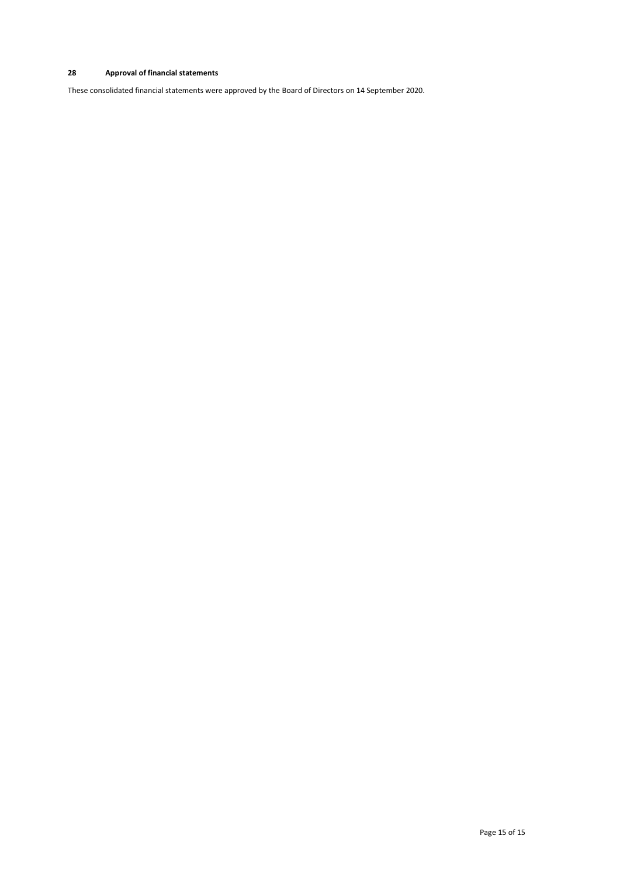## 28 Approval of financial statements

These consolidated financial statements were approved by the Board of Directors on 14 September 2020.